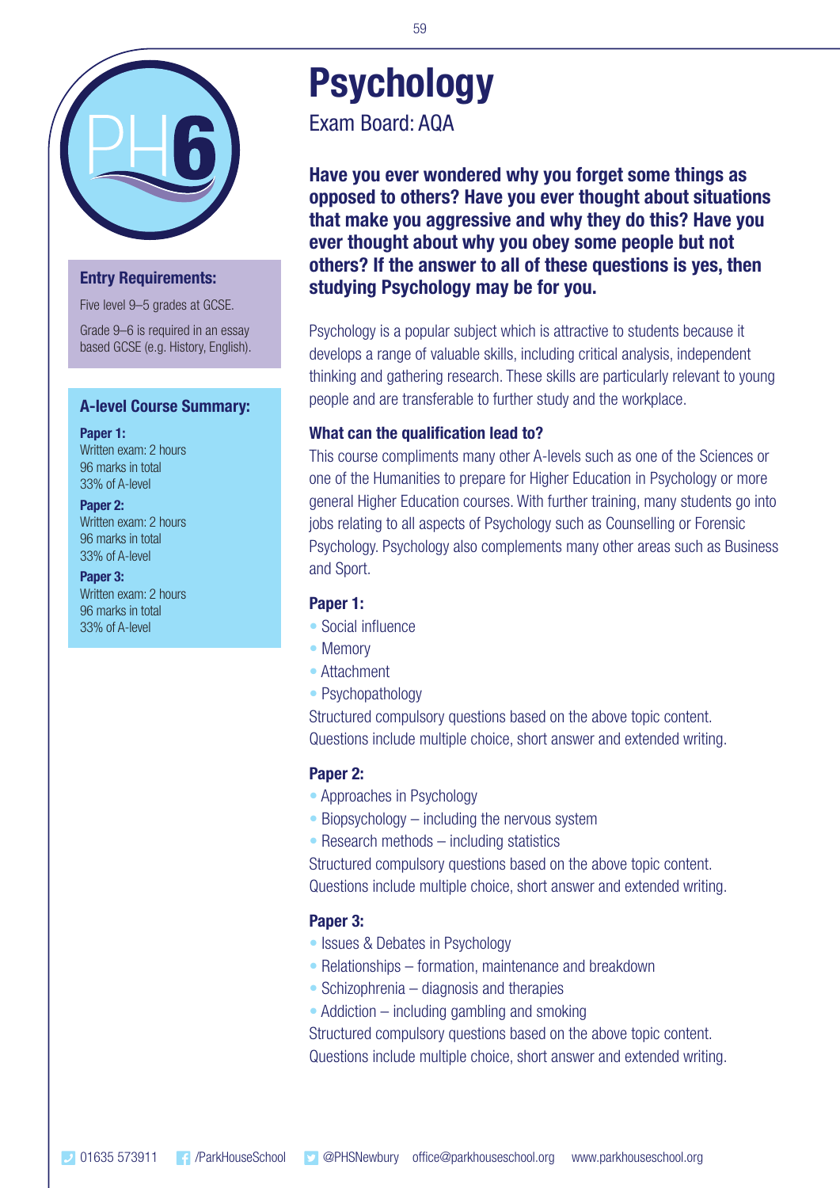# Psychology

Exam Board: AQA

**Have you ever wondered why you forget some things as opposed to others? Have you ever thought about situations that make you aggressive and why they do this? Have you ever thought about why you obey some people but not others? If the answer to all of these questions is yes, then studying Psychology may be for you.**

Psychology is a popular subject which is attractive to students because it develops a range of valuable skills, including critical analysis, independent thinking and gathering research. These skills are particularly relevant to young people and are transferable to further study and the workplace.

### What can the qualification lead to?

This course compliments many other A-levels such as one of the Sciences or one of the Humanities to prepare for Higher Education in Psychology or more general Higher Education courses. With further training, many students go into jobs relating to all aspects of Psychology such as Counselling or Forensic Psychology. Psychology also complements many other areas such as Business and Sport.

### Paper 1:

- Social influence
- Memory
- Attachment
- Psychopathology

Structured compulsory questions based on the above topic content. Questions include multiple choice, short answer and extended writing.

### Paper 2:

- Approaches in Psychology
- Biopsychology – including the nervous system
- Research methods – including statistics

Structured compulsory questions based on the above topic content. Questions include multiple choice, short answer and extended writing.

### Paper 3:

- Issues & Debates in Psychology
- Relationships – formation, maintenance and breakdown
- Schizophrenia – diagnosis and therapies
- Addiction – including gambling and smoking

Structured compulsory questions based on the above topic content. Questions include multiple choice, short answer and extended writing.

### Entry Requirements:

Five level 9–5 grades at GCSE.

Grade 9–6 is required in an essay based GCSE (e.g. History, English).

### A-level Course Summary:

**Paper 1:**
Written exam: 2 hours
96 marks in total
33% of A-level

**Paper 2:**
Written exam: 2 hours
96 marks in total
33% of A-level

**Paper 3:**
Written exam: 2 hours
96 marks in total
33% of A-level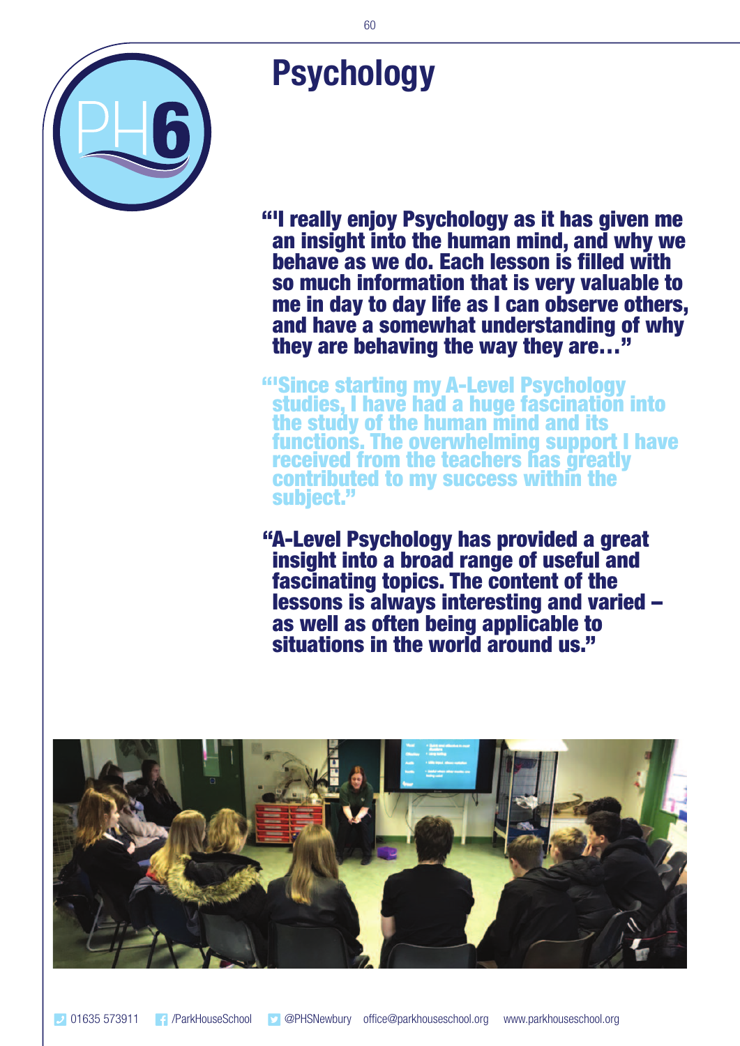# Psychology

**"'I really enjoy Psychology as it has given me an insight into the human mind, and why we behave as we do. Each lesson is filled with so much information that is very valuable to me in day to day life as I can observe others, and have a somewhat understanding of why they are behaving the way they are…"**

**"'Since starting my A-Level Psychology studies, I have had a huge fascination into the study of the human mind and its functions. The overwhelming support I have received from the teachers has greatly contributed to my success within the subject."**

**"A-Level Psychology has provided a great insight into a broad range of useful and fascinating topics. The content of the lessons is always interesting and varied – as well as often being applicable to situations in the world around us."**

01635 573911 /ParkHouseSchool @PHSNewbury office@parkhouseschool.org www.parkhouseschool.org